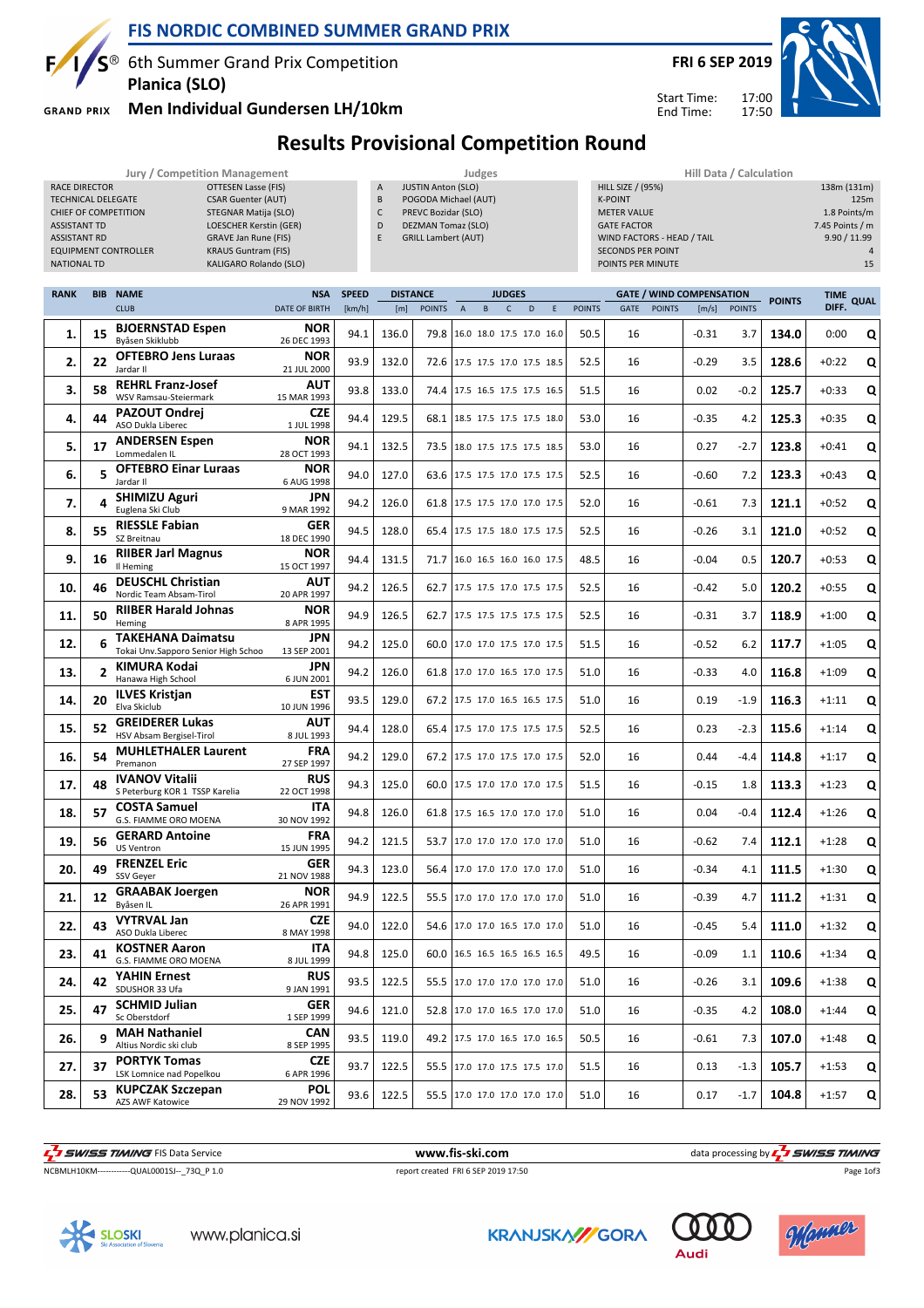# FIS NORDIC COMBINED SUMMER GRAND PRIX

6th Summer Grand Prix Competition
**Planica (SLO)**
**Men Individual Gundersen LH/10km**

**FRI 6 SEP 2019**

Start Time: 17:00
End Time: 17:50

## Results Provisional Competition Round

| Jury / Competition Management | |
|---|---|
| RACE DIRECTOR | OTTESEN Lasse (FIS) |
| TECHNICAL DELEGATE | CSAR Guenter (AUT) |
| CHIEF OF COMPETITION | STEGNAR Matija (SLO) |
| ASSISTANT TD | LOESCHER Kerstin (GER) |
| ASSISTANT RD | GRAVE Jan Rune (FIS) |
| EQUIPMENT CONTROLLER | KRAUS Guntram (FIS) |
| NATIONAL TD | KALIGARO Rolando (SLO) |

| Judges | |
|---|---|
| A | JUSTIN Anton (SLO) |
| B | POGODA Michael (AUT) |
| C | PREVC Bozidar (SLO) |
| D | DEZMAN Tomaz (SLO) |
| E | GRILL Lambert (AUT) |

| Hill Data / Calculation | |
|---|---|
| HILL SIZE / (95%) | 138m (131m) |
| K-POINT | 125m |
| METER VALUE | 1.8 Points/m |
| GATE FACTOR | 7.45 Points / m |
| WIND FACTORS - HEAD / TAIL | 9.90 / 11.99 |
| SECONDS PER POINT | 4 |
| POINTS PER MINUTE | 15 |

| RANK | BIB | NAME / CLUB | NSA / DATE OF BIRTH | SPEED [km/h] | DISTANCE [m] | DISTANCE POINTS | A | B | C | D | E | JUDGES POINTS | GATE | GATE POINTS | WIND [m/s] | WIND POINTS | POINTS | TIME DIFF. | QUAL |
|---|---|---|---|---|---|---|---|---|---|---|---|---|---|---|---|---|---|---|---|
| 1. | 15 | **BJOERNSTAD Espen** Byåsen Skiklubb | NOR 26 DEC 1993 | 94.1 | 136.0 | 79.8 | 16.0 | 18.0 | 17.5 | 17.0 | 16.0 | 50.5 | 16 | | -0.31 | 3.7 | 134.0 | 0:00 | Q |
| 2. | 22 | **OFTEBRO Jens Luraas** Jardar Il | NOR 21 JUL 2000 | 93.9 | 132.0 | 72.6 | 17.5 | 17.5 | 17.0 | 17.5 | 18.5 | 52.5 | 16 | | -0.29 | 3.5 | 128.6 | +0:22 | Q |
| 3. | 58 | **REHRL Franz-Josef** WSV Ramsau-Steiermark | AUT 15 MAR 1993 | 93.8 | 133.0 | 74.4 | 17.5 | 16.5 | 17.5 | 17.5 | 16.5 | 51.5 | 16 | | 0.02 | -0.2 | 125.7 | +0:33 | Q |
| 4. | 44 | **PAZOUT Ondrej** ASO Dukla Liberec | CZE 1 JUL 1998 | 94.4 | 129.5 | 68.1 | 18.5 | 17.5 | 17.5 | 17.5 | 18.0 | 53.0 | 16 | | -0.35 | 4.2 | 125.3 | +0:35 | Q |
| 5. | 17 | **ANDERSEN Espen** Lommedalen IL | NOR 28 OCT 1993 | 94.1 | 132.5 | 73.5 | 18.0 | 17.5 | 17.5 | 17.5 | 18.5 | 53.0 | 16 | | 0.27 | -2.7 | 123.8 | +0:41 | Q |
| 6. | 5 | **OFTEBRO Einar Luraas** Jardar Il | NOR 6 AUG 1998 | 94.0 | 127.0 | 63.6 | 17.5 | 17.5 | 17.0 | 17.5 | 17.5 | 52.5 | 16 | | -0.60 | 7.2 | 123.3 | +0:43 | Q |
| 7. | 4 | **SHIMIZU Aguri** Euglena Ski Club | JPN 9 MAR 1992 | 94.2 | 126.0 | 61.8 | 17.5 | 17.5 | 17.0 | 17.0 | 17.5 | 52.0 | 16 | | -0.61 | 7.3 | 121.1 | +0:52 | Q |
| 8. | 55 | **RIESSLE Fabian** SZ Breitnau | GER 18 DEC 1990 | 94.5 | 128.0 | 65.4 | 17.5 | 17.5 | 18.0 | 17.5 | 17.5 | 52.5 | 16 | | -0.26 | 3.1 | 121.0 | +0:52 | Q |
| 9. | 16 | **RIIBER Jarl Magnus** Il Heming | NOR 15 OCT 1997 | 94.4 | 131.5 | 71.7 | 16.0 | 16.5 | 16.0 | 16.0 | 17.5 | 48.5 | 16 | | -0.04 | 0.5 | 120.7 | +0:53 | Q |
| 10. | 46 | **DEUSCHL Christian** Nordic Team Absam-Tirol | AUT 20 APR 1997 | 94.2 | 126.5 | 62.7 | 17.5 | 17.5 | 17.0 | 17.5 | 17.5 | 52.5 | 16 | | -0.42 | 5.0 | 120.2 | +0:55 | Q |
| 11. | 50 | **RIIBER Harald Johnas** Heming | NOR 8 APR 1995 | 94.9 | 126.5 | 62.7 | 17.5 | 17.5 | 17.5 | 17.5 | 17.5 | 52.5 | 16 | | -0.31 | 3.7 | 118.9 | +1:00 | Q |
| 12. | 6 | **TAKEHANA Daimatsu** Tokai Unv.Sapporo Senior High Schoo | JPN 13 SEP 2001 | 94.2 | 125.0 | 60.0 | 17.0 | 17.0 | 17.5 | 17.0 | 17.5 | 51.5 | 16 | | -0.52 | 6.2 | 117.7 | +1:05 | Q |
| 13. | 2 | **KIMURA Kodai** Hanawa High School | JPN 6 JUN 2001 | 94.2 | 126.0 | 61.8 | 17.0 | 17.0 | 16.5 | 17.0 | 17.5 | 51.0 | 16 | | -0.33 | 4.0 | 116.8 | +1:09 | Q |
| 14. | 20 | **ILVES Kristjan** Elva Skiclub | EST 10 JUN 1996 | 93.5 | 129.0 | 67.2 | 17.5 | 17.0 | 16.5 | 16.5 | 17.5 | 51.0 | 16 | | 0.19 | -1.9 | 116.3 | +1:11 | Q |
| 15. | 52 | **GREIDERER Lukas** HSV Absam Bergisel-Tirol | AUT 8 JUL 1993 | 94.4 | 128.0 | 65.4 | 17.5 | 17.0 | 17.5 | 17.5 | 17.5 | 52.5 | 16 | | 0.23 | -2.3 | 115.6 | +1:14 | Q |
| 16. | 54 | **MUHLETHALER Laurent** Premanon | FRA 27 SEP 1997 | 94.2 | 129.0 | 67.2 | 17.5 | 17.0 | 17.5 | 17.0 | 17.5 | 52.0 | 16 | | 0.44 | -4.4 | 114.8 | +1:17 | Q |
| 17. | 48 | **IVANOV Vitalii** S Peterburg KOR 1 TSSP Karelia | RUS 22 OCT 1998 | 94.3 | 125.0 | 60.0 | 17.5 | 17.0 | 17.0 | 17.0 | 17.5 | 51.5 | 16 | | -0.15 | 1.8 | 113.3 | +1:23 | Q |
| 18. | 57 | **COSTA Samuel** G.S. FIAMME ORO MOENA | ITA 30 NOV 1992 | 94.8 | 126.0 | 61.8 | 17.5 | 16.5 | 17.0 | 17.0 | 17.0 | 51.0 | 16 | | 0.04 | -0.4 | 112.4 | +1:26 | Q |
| 19. | 56 | **GERARD Antoine** US Ventron | FRA 15 JUN 1995 | 94.2 | 121.5 | 53.7 | 17.0 | 17.0 | 17.0 | 17.0 | 17.0 | 51.0 | 16 | | -0.62 | 7.4 | 112.1 | +1:28 | Q |
| 20. | 49 | **FRENZEL Eric** SSV Geyer | GER 21 NOV 1988 | 94.3 | 123.0 | 56.4 | 17.0 | 17.0 | 17.0 | 17.0 | 17.0 | 51.0 | 16 | | -0.34 | 4.1 | 111.5 | +1:30 | Q |
| 21. | 12 | **GRAABAK Joergen** Byåsen IL | NOR 26 APR 1991 | 94.9 | 122.5 | 55.5 | 17.0 | 17.0 | 17.0 | 17.0 | 17.0 | 51.0 | 16 | | -0.39 | 4.7 | 111.2 | +1:31 | Q |
| 22. | 43 | **VYTRVAL Jan** ASO Dukla Liberec | CZE 8 MAY 1998 | 94.0 | 122.0 | 54.6 | 17.0 | 17.0 | 16.5 | 17.0 | 17.0 | 51.0 | 16 | | -0.45 | 5.4 | 111.0 | +1:32 | Q |
| 23. | 41 | **KOSTNER Aaron** G.S. FIAMME ORO MOENA | ITA 8 JUL 1999 | 94.8 | 125.0 | 60.0 | 16.5 | 16.5 | 16.5 | 16.5 | 16.5 | 49.5 | 16 | | -0.09 | 1.1 | 110.6 | +1:34 | Q |
| 24. | 42 | **YAHIN Ernest** SDUSHOR 33 Ufa | RUS 9 JAN 1991 | 93.5 | 122.5 | 55.5 | 17.0 | 17.0 | 17.0 | 17.0 | 17.0 | 51.0 | 16 | | -0.26 | 3.1 | 109.6 | +1:38 | Q |
| 25. | 47 | **SCHMID Julian** Sc Oberstdorf | GER 1 SEP 1999 | 94.6 | 121.0 | 52.8 | 17.0 | 17.0 | 16.5 | 17.0 | 17.0 | 51.0 | 16 | | -0.35 | 4.2 | 108.0 | +1:44 | Q |
| 26. | 9 | **MAH Nathaniel** Altius Nordic ski club | CAN 8 SEP 1995 | 93.5 | 119.0 | 49.2 | 17.5 | 17.0 | 16.5 | 17.0 | 16.5 | 50.5 | 16 | | -0.61 | 7.3 | 107.0 | +1:48 | Q |
| 27. | 37 | **PORTYK Tomas** LSK Lomnice nad Popelkou | CZE 6 APR 1996 | 93.7 | 122.5 | 55.5 | 17.0 | 17.0 | 17.5 | 17.5 | 17.0 | 51.5 | 16 | | 0.13 | -1.3 | 105.7 | +1:53 | Q |
| 28. | 53 | **KUPCZAK Szczepan** AZS AWF Katowice | POL 29 NOV 1992 | 93.6 | 122.5 | 55.5 | 17.0 | 17.0 | 17.0 | 17.0 | 17.0 | 51.0 | 16 | | 0.17 | -1.7 | 104.8 | +1:57 | Q |

SWISS TIMING FIS Data Service www.fis-ski.com data processing by SWISS TIMING

NCBMLH10KM------------QUAL0001SJ--_73Q_P 1.0 report created FRI 6 SEP 2019 17:50

www.planica.si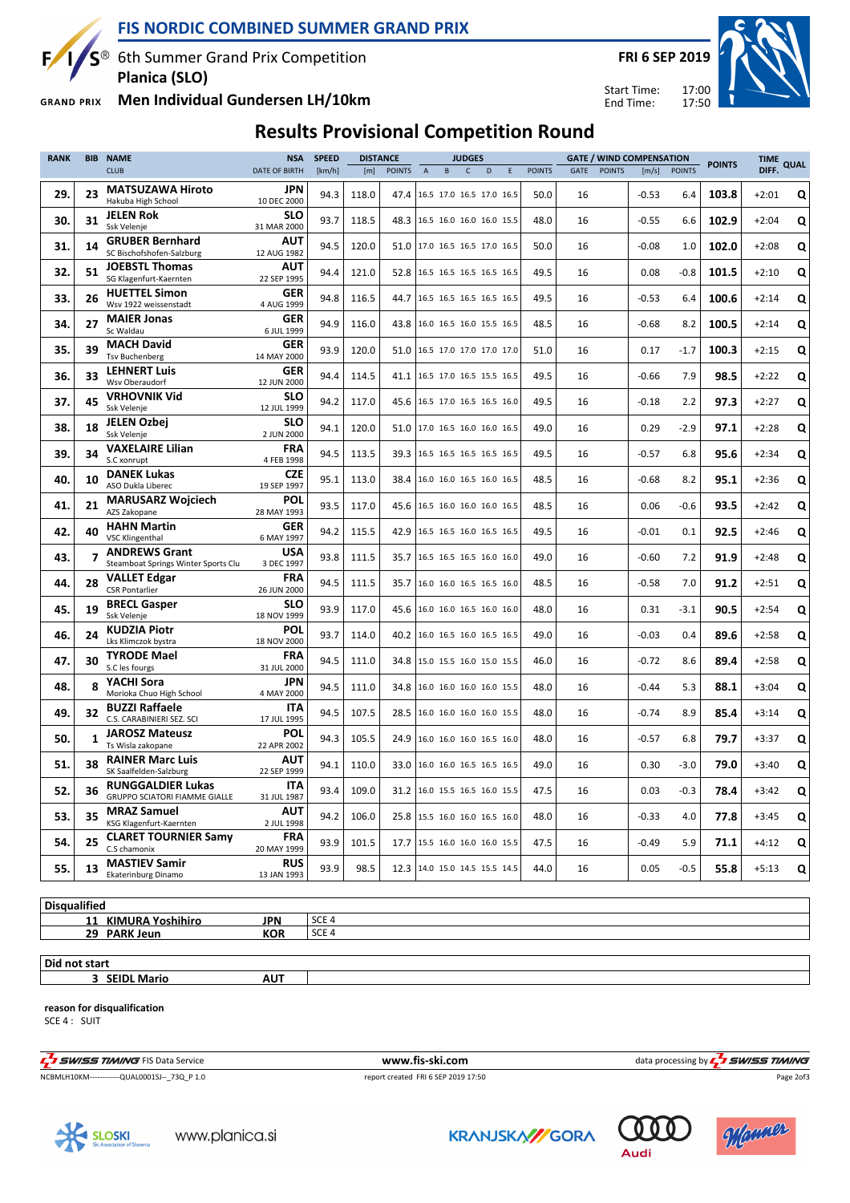# FIS NORDIC COMBINED SUMMER GRAND PRIX

6th Summer Grand Prix Competition
**Planica (SLO)**
**Men Individual Gundersen LH/10km**

**FRI 6 SEP 2019**

Start Time: 17:00
End Time: 17:50

## Results Provisional Competition Round

| RANK | BIB | NAME / CLUB | NSA / DATE OF BIRTH | SPEED [km/h] | DISTANCE [m] | DISTANCE POINTS | JUDGES A | B | C | D | E | JUDGES POINTS | GATE | GATE POINTS | WIND [m/s] | WIND POINTS | POINTS | TIME DIFF. | QUAL |
|---|---|---|---|---|---|---|---|---|---|---|---|---|---|---|---|---|---|---|---|
| 29. | 23 | **MATSUZAWA Hiroto** Hakuba High School | JPN 10 DEC 2000 | 94.3 | 118.0 | 47.4 | 16.5 | 17.0 | 16.5 | 17.0 | 16.5 | 50.0 | 16 | | -0.53 | 6.4 | **103.8** | +2:01 | Q |
| 30. | 31 | **JELEN Rok** Ssk Velenje | SLO 31 MAR 2000 | 93.7 | 118.5 | 48.3 | 16.5 | 16.0 | 16.0 | 16.0 | 15.5 | 48.0 | 16 | | -0.55 | 6.6 | **102.9** | +2:04 | Q |
| 31. | 14 | **GRUBER Bernhard** SC Bischofshofen-Salzburg | AUT 12 AUG 1982 | 94.5 | 120.0 | 51.0 | 17.0 | 16.5 | 16.5 | 17.0 | 16.5 | 50.0 | 16 | | -0.08 | 1.0 | **102.0** | +2:08 | Q |
| 32. | 51 | **JOEBSTL Thomas** SG Klagenfurt-Kaernten | AUT 22 SEP 1995 | 94.4 | 121.0 | 52.8 | 16.5 | 16.5 | 16.5 | 16.5 | 16.5 | 49.5 | 16 | | 0.08 | -0.8 | **101.5** | +2:10 | Q |
| 33. | 26 | **HUETTEL Simon** Wsv 1922 weissenstadt | GER 4 AUG 1999 | 94.8 | 116.5 | 44.7 | 16.5 | 16.5 | 16.5 | 16.5 | 16.5 | 49.5 | 16 | | -0.53 | 6.4 | **100.6** | +2:14 | Q |
| 34. | 27 | **MAIER Jonas** Sc Waldau | GER 6 JUL 1999 | 94.9 | 116.0 | 43.8 | 16.0 | 16.5 | 16.0 | 15.5 | 16.5 | 48.5 | 16 | | -0.68 | 8.2 | **100.5** | +2:14 | Q |
| 35. | 39 | **MACH David** Tsv Buchenberg | GER 14 MAY 2000 | 93.9 | 120.0 | 51.0 | 16.5 | 17.0 | 17.0 | 17.0 | 17.0 | 51.0 | 16 | | 0.17 | -1.7 | **100.3** | +2:15 | Q |
| 36. | 33 | **LEHNERT Luis** Wsv Oberaudorf | GER 12 JUN 2000 | 94.4 | 114.5 | 41.1 | 16.5 | 17.0 | 16.5 | 15.5 | 16.5 | 49.5 | 16 | | -0.66 | 7.9 | **98.5** | +2:22 | Q |
| 37. | 45 | **VRHOVNIK Vid** Ssk Velenje | SLO 12 JUL 1999 | 94.2 | 117.0 | 45.6 | 16.5 | 17.0 | 16.5 | 16.5 | 16.0 | 49.5 | 16 | | -0.18 | 2.2 | **97.3** | +2:27 | Q |
| 38. | 18 | **JELEN Ozbej** Ssk Velenje | SLO 2 JUN 2000 | 94.1 | 120.0 | 51.0 | 17.0 | 16.5 | 16.0 | 16.0 | 16.5 | 49.0 | 16 | | 0.29 | -2.9 | **97.1** | +2:28 | Q |
| 39. | 34 | **VAXELAIRE Lilian** S.C xonrupt | FRA 4 FEB 1998 | 94.5 | 113.5 | 39.3 | 16.5 | 16.5 | 16.5 | 16.5 | 16.5 | 49.5 | 16 | | -0.57 | 6.8 | **95.6** | +2:34 | Q |
| 40. | 10 | **DANEK Lukas** ASO Dukla Liberec | CZE 19 SEP 1997 | 95.1 | 113.0 | 38.4 | 16.0 | 16.0 | 16.5 | 16.0 | 16.5 | 48.5 | 16 | | -0.68 | 8.2 | **95.1** | +2:36 | Q |
| 41. | 21 | **MARUSARZ Wojciech** AZS Zakopane | POL 28 MAY 1993 | 93.5 | 117.0 | 45.6 | 16.5 | 16.0 | 16.0 | 16.0 | 16.5 | 48.5 | 16 | | 0.06 | -0.6 | **93.5** | +2:42 | Q |
| 42. | 40 | **HAHN Martin** VSC Klingenthal | GER 6 MAY 1997 | 94.2 | 115.5 | 42.9 | 16.5 | 16.5 | 16.0 | 16.5 | 16.5 | 49.5 | 16 | | -0.01 | 0.1 | **92.5** | +2:46 | Q |
| 43. | 7 | **ANDREWS Grant** Steamboat Springs Winter Sports Clu | USA 3 DEC 1997 | 93.8 | 111.5 | 35.7 | 16.5 | 16.5 | 16.5 | 16.0 | 16.0 | 49.0 | 16 | | -0.60 | 7.2 | **91.9** | +2:48 | Q |
| 44. | 28 | **VALLET Edgar** CSR Pontarlier | FRA 26 JUN 2000 | 94.5 | 111.5 | 35.7 | 16.0 | 16.0 | 16.5 | 16.5 | 16.0 | 48.5 | 16 | | -0.58 | 7.0 | **91.2** | +2:51 | Q |
| 45. | 19 | **BRECL Gasper** Ssk Velenje | SLO 18 NOV 1999 | 93.9 | 117.0 | 45.6 | 16.0 | 16.0 | 16.5 | 16.0 | 16.0 | 48.0 | 16 | | 0.31 | -3.1 | **90.5** | +2:54 | Q |
| 46. | 24 | **KUDZIA Piotr** Lks Klimczok bystra | POL 18 NOV 2000 | 93.7 | 114.0 | 40.2 | 16.0 | 16.5 | 16.0 | 16.5 | 16.5 | 49.0 | 16 | | -0.03 | 0.4 | **89.6** | +2:58 | Q |
| 47. | 30 | **TYRODE Mael** S.C les fourgs | FRA 31 JUL 2000 | 94.5 | 111.0 | 34.8 | 15.0 | 15.5 | 16.0 | 15.0 | 15.5 | 46.0 | 16 | | -0.72 | 8.6 | **89.4** | +2:58 | Q |
| 48. | 8 | **YACHI Sora** Morioka Chuo High School | JPN 4 MAY 2000 | 94.5 | 111.0 | 34.8 | 16.0 | 16.0 | 16.0 | 16.0 | 15.5 | 48.0 | 16 | | -0.44 | 5.3 | **88.1** | +3:04 | Q |
| 49. | 32 | **BUZZI Raffaele** C.S. CARABINIERI SEZ. SCI | ITA 17 JUL 1995 | 94.5 | 107.5 | 28.5 | 16.0 | 16.0 | 16.0 | 16.0 | 15.5 | 48.0 | 16 | | -0.74 | 8.9 | **85.4** | +3:14 | Q |
| 50. | 1 | **JAROSZ Mateusz** Ts Wisla zakopane | POL 22 APR 2002 | 94.3 | 105.5 | 24.9 | 16.0 | 16.0 | 16.0 | 16.5 | 16.0 | 48.0 | 16 | | -0.57 | 6.8 | **79.7** | +3:37 | Q |
| 51. | 38 | **RAINER Marc Luis** SK Saalfelden-Salzburg | AUT 22 SEP 1999 | 94.1 | 110.0 | 33.0 | 16.0 | 16.0 | 16.5 | 16.5 | 16.5 | 49.0 | 16 | | 0.30 | -3.0 | **79.0** | +3:40 | Q |
| 52. | 36 | **RUNGGALDIER Lukas** GRUPPO SCIATORI FIAMME GIALLE | ITA 31 JUL 1987 | 93.4 | 109.0 | 31.2 | 16.0 | 15.5 | 16.5 | 16.0 | 15.5 | 47.5 | 16 | | 0.03 | -0.3 | **78.4** | +3:42 | Q |
| 53. | 35 | **MRAZ Samuel** KSG Klagenfurt-Kaernten | AUT 2 JUL 1998 | 94.2 | 106.0 | 25.8 | 15.5 | 16.0 | 16.0 | 16.5 | 16.0 | 48.0 | 16 | | -0.33 | 4.0 | **77.8** | +3:45 | Q |
| 54. | 25 | **CLARET TOURNIER Samy** C.S chamonix | FRA 20 MAY 1999 | 93.9 | 101.5 | 17.7 | 15.5 | 16.0 | 16.0 | 16.0 | 15.5 | 47.5 | 16 | | -0.49 | 5.9 | **71.1** | +4:12 | Q |
| 55. | 13 | **MASTIEV Samir** Ekaterinburg Dinamo | RUS 13 JAN 1993 | 93.9 | 98.5 | 12.3 | 14.0 | 15.0 | 14.5 | 15.5 | 14.5 | 44.0 | 16 | | 0.05 | -0.5 | **55.8** | +5:13 | Q |

**Disqualified**

| BIB | NAME | NSA | Reason |
|---|---|---|---|
| 11 | KIMURA Yoshihiro | JPN | SCE 4 |
| 29 | PARK Jeun | KOR | SCE 4 |

**Did not start**

| BIB | NAME | NSA |
|---|---|---|
| 3 | SEIDL Mario | AUT |

**reason for disqualification**
SCE 4 : SUIT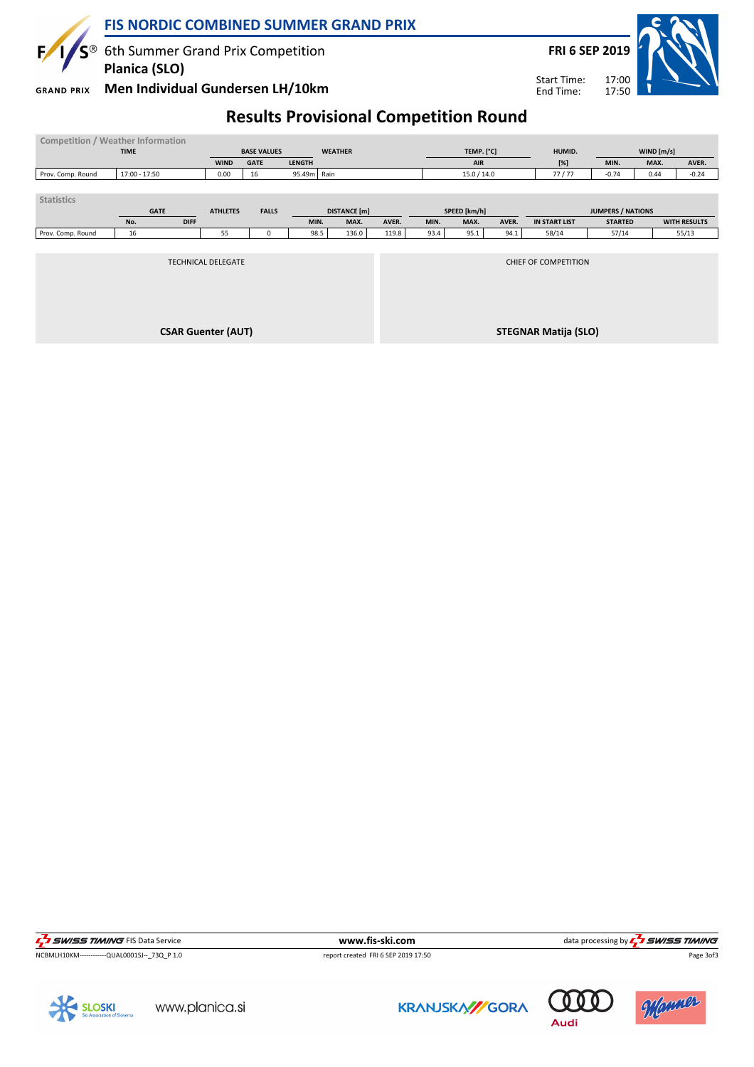# FIS NORDIC COMBINED SUMMER GRAND PRIX

6th Summer Grand Prix Competition
**Planica (SLO)**
**Men Individual Gundersen LH/10km**

**FRI 6 SEP 2019**

Start Time: 17:00
End Time: 17:50

## Results Provisional Competition Round

**Competition / Weather Information**

| | TIME | BASE VALUES | | | WEATHER | TEMP. [°C] | HUMID. | WIND [m/s] | | |
|---|---|---|---|---|---|---|---|---|---|---|
| | | WIND | GATE | LENGTH | | AIR | [%] | MIN. | MAX. | AVER. |
| Prov. Comp. Round | 17:00 - 17:50 | 0.00 | 16 | 95.49m | Rain | 15.0 / 14.0 | 77 / 77 | -0.74 | 0.44 | -0.24 |

**Statistics**

| | GATE | | ATHLETES | FALLS | DISTANCE [m] | | | SPEED [km/h] | | | JUMPERS / NATIONS | | |
|---|---|---|---|---|---|---|---|---|---|---|---|---|---|
| | No. | DIFF | | | MIN. | MAX. | AVER. | MIN. | MAX. | AVER. | IN START LIST | STARTED | WITH RESULTS |
| Prov. Comp. Round | 16 | | 55 | 0 | 98.5 | 136.0 | 119.8 | 93.4 | 95.1 | 94.1 | 58/14 | 57/14 | 55/13 |

| TECHNICAL DELEGATE | CHIEF OF COMPETITION |
|---|---|
| **CSAR Guenter (AUT)** | **STEGNAR Matija (SLO)** |

SWISS TIMING FIS Data Service www.fis-ski.com data processing by SWISS TIMING

NCBMLH10KM------------QUAL0001SJ--_73Q_P 1.0 report created FRI 6 SEP 2019 17:50

www.planica.si